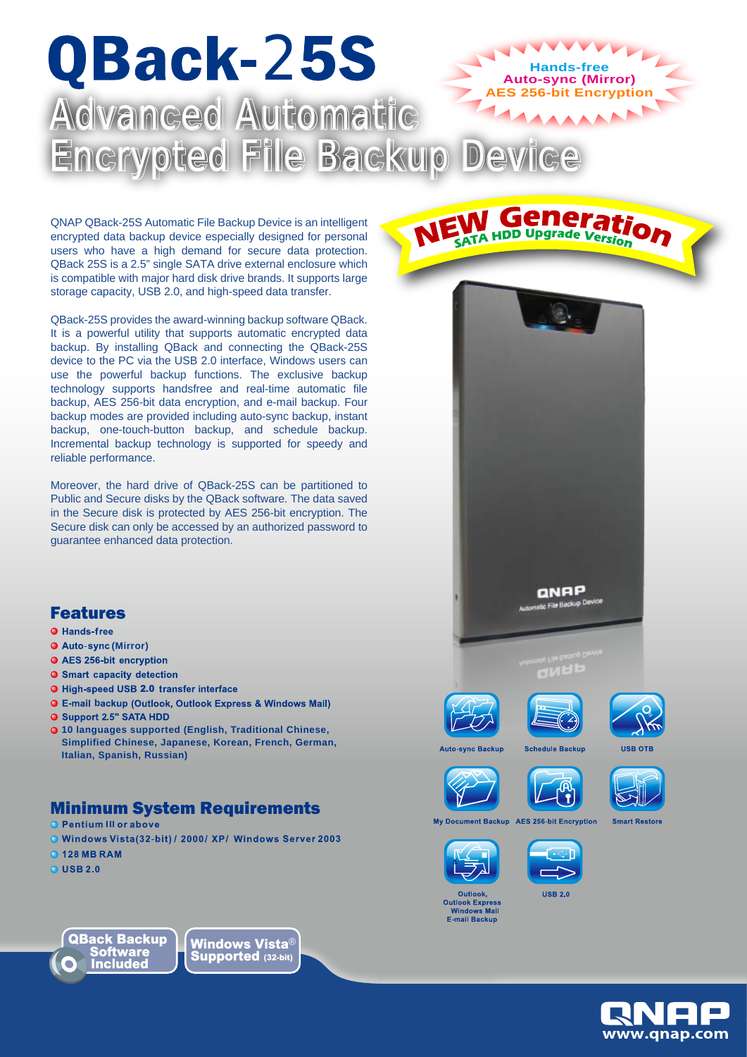# QBack-25S

## Advanced Automatic Encrypted File Backup Device

**Hands-free**
**Auto-sync (Mirror)**
**AES 256-bit Encryption**

**NEW Generation** — SATA HDD Upgrade Version

QNAP QBack-25S Automatic File Backup Device is an intelligent encrypted data backup device especially designed for personal users who have a high demand for secure data protection. QBack 25S is a 2.5" single SATA drive external enclosure which is compatible with major hard disk drive brands. It supports large storage capacity, USB 2.0, and high-speed data transfer.

QBack-25S provides the award-winning backup software QBack. It is a powerful utility that supports automatic encrypted data backup. By installing QBack and connecting the QBack-25S device to the PC via the USB 2.0 interface, Windows users can use the powerful backup functions. The exclusive backup technology supports handsfree and real-time automatic file backup, AES 256-bit data encryption, and e-mail backup. Four backup modes are provided including auto-sync backup, instant backup, one-touch-button backup, and schedule backup. Incremental backup technology is supported for speedy and reliable performance.

Moreover, the hard drive of QBack-25S can be partitioned to Public and Secure disks by the QBack software. The data saved in the Secure disk is protected by AES 256-bit encryption. The Secure disk can only be accessed by an authorized password to guarantee enhanced data protection.

## Features

- Hands-free
- Auto-sync (Mirror)
- AES 256-bit encryption
- Smart capacity detection
- High-speed USB 2.0 transfer interface
- E-mail backup (Outlook, Outlook Express & Windows Mail)
- Support 2.5" SATA HDD
- 10 languages supported (English, Traditional Chinese, Simplified Chinese, Japanese, Korean, French, German, Italian, Spanish, Russian)

## Minimum System Requirements

- Pentium III or above
- Windows Vista(32-bit) / 2000/ XP/ Windows Server 2003
- 128 MB RAM
- USB 2.0

Auto-sync Backup | Schedule Backup | USB OTB | My Document Backup | AES 256-bit Encryption | Smart Restore | Outlook, Outlook Express Windows Mail E-mail Backup | USB 2.0

QBack Backup Software Included

Windows Vista® Supported (32-bit)

QNAP www.qnap.com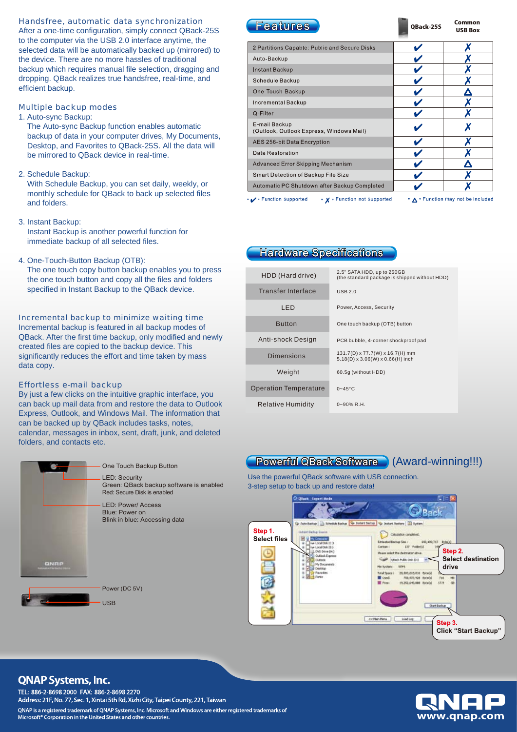## Handsfree, automatic data synchronization

After a one-time configuration, simply connect QBack-25S to the computer via the USB 2.0 interface anytime, the selected data will be automatically backed up (mirrored) to the device. There are no more hassles of traditional backup which requires manual file selection, dragging and dropping. QBack realizes true handsfree, real-time, and efficient backup.

## Multiple backup modes

1. Auto-sync Backup:
   The Auto-sync Backup function enables automatic backup of data in your computer drives, My Documents, Desktop, and Favorites to QBack-25S. All the data will be mirrored to QBack device in real-time.

2. Schedule Backup:
   With Schedule Backup, you can set daily, weekly, or monthly schedule for QBack to back up selected files and folders.

3. Instant Backup:
   Instant Backup is another powerful function for immediate backup of all selected files.

4. One-Touch-Button Backup (OTB):
   The one touch copy button backup enables you to press the one touch button and copy all the files and folders specified in Instant Backup to the QBack device.

## Incremental backup to minimize waiting time

Incremental backup is featured in all backup modes of QBack. After the first time backup, only modified and newly created files are copied to the backup device. This significantly reduces the effort and time taken by mass data copy.

## Effortless e-mail backup

By just a few clicks on the intuitive graphic interface, you can back up mail data from and restore the data to Outlook Express, Outlook, and Windows Mail. The information that can be backed up by QBack includes tasks, notes, calendar, messages in inbox, sent, draft, junk, and deleted folders, and contacts etc.

One Touch Backup Button

LED: Security
Green: QBack backup software is enabled
Red: Secure Disk is enabled

LED: Power/ Access
Blue: Power on
Blink in blue: Accessing data

Power (DC 5V)

USB

## Features

| Features | QBack-25S | Common USB Box |
|---|---|---|
| 2 Partitions Capable: Public and Secure Disks | ✔ | ✗ |
| Auto-Backup | ✔ | ✗ |
| Instant Backup | ✔ | ✗ |
| Schedule Backup | ✔ | ✗ |
| One-Touch-Backup | ✔ | △ |
| Incremental Backup | ✔ | ✗ |
| Q-Filter | ✔ | ✗ |
| E-mail Backup (Outlook, Outlook Express, Windows Mail) | ✔ | ✗ |
| AES 256-bit Data Encryption | ✔ | ✗ |
| Data Restoration | ✔ | ✗ |
| Advanced Error Skipping Mechanism | ✔ | △ |
| Smart Detection of Backup File Size | ✔ | ✗ |
| Automatic PC Shutdown after Backup Completed | ✔ | ✗ |

"✔" Function supported "✗" Function not supported "△" Function may not be included

## Hardware Specifications

| | |
|---|---|
| HDD (Hard drive) | 2.5" SATA HDD, up to 250GB (the standard package is shipped without HDD) |
| Transfer Interface | USB 2.0 |
| LED | Power, Access, Security |
| Button | One touch backup (OTB) button |
| Anti-shock Design | PCB bubble, 4-corner shockproof pad |
| Dimensions | 131.7(D) x 77.7(W) x 16.7(H) mm<br>5.18(D) x 3.06(W) x 0.66(H) inch |
| Weight | 60.5g (without HDD) |
| Operation Temperature | 0~45°C |
| Relative Humidity | 0~90% R.H. |

## Powerful QBack Software (Award-winning!!!)

Use the powerful QBack software with USB connection.
3-step setup to back up and restore data!

Step 1. Select files

Step 2. Select destination drive

Step 3. Click "Start Backup"

**QNAP Systems, Inc.**

TEL: 886-2-8698 2000 FAX: 886-2-8698 2270
Address: 21F, No. 77, Sec. 1, Xintai 5th Rd, Xizhi City, Taipei County, 221, Taiwan

QNAP is a registered trademark of QNAP Systems, Inc. Microsoft and Windows are either registered trademarks of Microsoft® Corporation in the United States and other countries.

QNAP
www.qnap.com